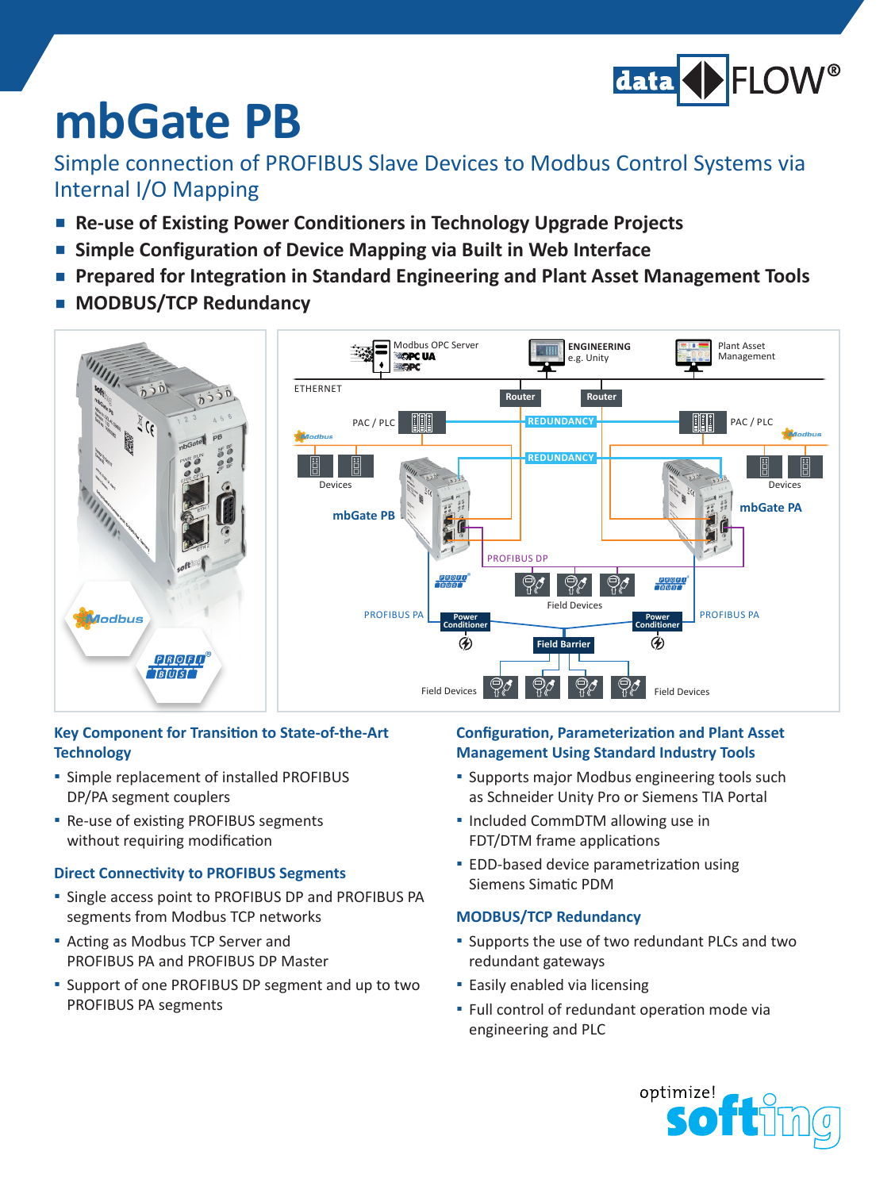# mbGate PB

## Simple connection of PROFIBUS Slave Devices to Modbus Control Systems via Internal I/O Mapping

- **Re-use of Existing Power Conditioners in Technology Upgrade Projects**
- **Simple Configuration of Device Mapping via Built in Web Interface**
- **Prepared for Integration in Standard Engineering and Plant Asset Management Tools**
- **MODBUS/TCP Redundancy**

### Key Component for Transition to State-of-the-Art Technology

- Simple replacement of installed PROFIBUS DP/PA segment couplers
- Re-use of existing PROFIBUS segments without requiring modification

### Direct Connectivity to PROFIBUS Segments

- Single access point to PROFIBUS DP and PROFIBUS PA segments from Modbus TCP networks
- Acting as Modbus TCP Server and PROFIBUS PA and PROFIBUS DP Master
- Support of one PROFIBUS DP segment and up to two PROFIBUS PA segments

### Configuration, Parameterization and Plant Asset Management Using Standard Industry Tools

- Supports major Modbus engineering tools such as Schneider Unity Pro or Siemens TIA Portal
- Included CommDTM allowing use in FDT/DTM frame applications
- EDD-based device parametrization using Siemens Simatic PDM

### MODBUS/TCP Redundancy

- Supports the use of two redundant PLCs and two redundant gateways
- Easily enabled via licensing
- Full control of redundant operation mode via engineering and PLC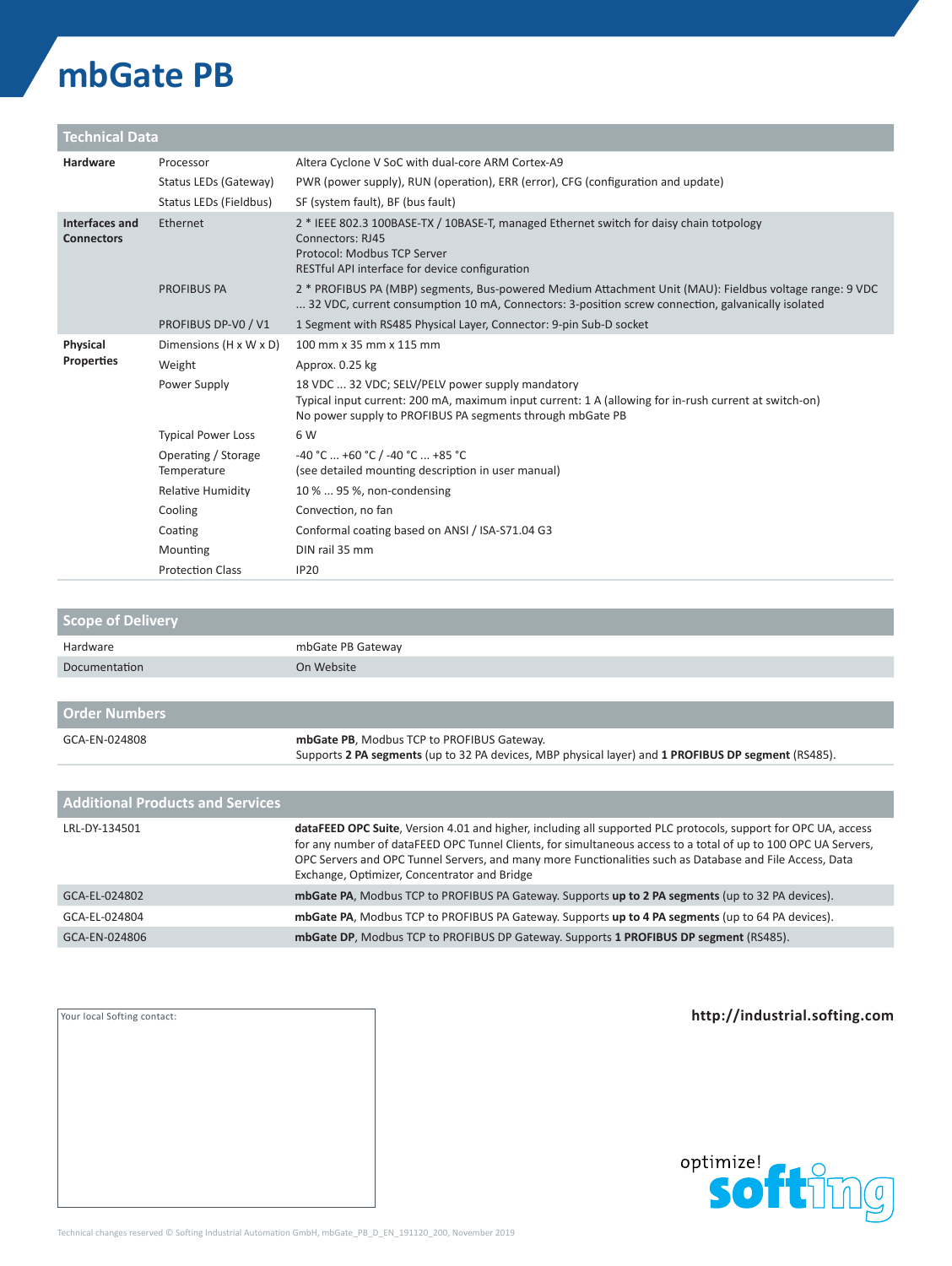# mbGate PB

## Technical Data

| | | |
|---|---|---|
| **Hardware** | Processor | Altera Cyclone V SoC with dual-core ARM Cortex-A9 |
| | Status LEDs (Gateway) | PWR (power supply), RUN (operation), ERR (error), CFG (configuration and update) |
| | Status LEDs (Fieldbus) | SF (system fault), BF (bus fault) |
| **Interfaces and Connectors** | Ethernet | 2 * IEEE 802.3 100BASE-TX / 10BASE-T, managed Ethernet switch for daisy chain totpology<br>Connectors: RJ45<br>Protocol: Modbus TCP Server<br>RESTful API interface for device configuration |
| | PROFIBUS PA | 2 * PROFIBUS PA (MBP) segments, Bus-powered Medium Attachment Unit (MAU): Fieldbus voltage range: 9 VDC ... 32 VDC, current consumption 10 mA, Connectors: 3-position screw connection, galvanically isolated |
| | PROFIBUS DP-V0 / V1 | 1 Segment with RS485 Physical Layer, Connector: 9-pin Sub-D socket |
| **Physical Properties** | Dimensions (H x W x D) | 100 mm x 35 mm x 115 mm |
| | Weight | Approx. 0.25 kg |
| | Power Supply | 18 VDC ... 32 VDC; SELV/PELV power supply mandatory<br>Typical input current: 200 mA, maximum input current: 1 A (allowing for in-rush current at switch-on)<br>No power supply to PROFIBUS PA segments through mbGate PB |
| | Typical Power Loss | 6 W |
| | Operating / Storage Temperature | -40 °C ... +60 °C / -40 °C ... +85 °C<br>(see detailed mounting description in user manual) |
| | Relative Humidity | 10 % ... 95 %, non-condensing |
| | Cooling | Convection, no fan |
| | Coating | Conformal coating based on ANSI / ISA-S71.04 G3 |
| | Mounting | DIN rail 35 mm |
| | Protection Class | IP20 |

## Scope of Delivery

| | |
|---|---|
| Hardware | mbGate PB Gateway |
| Documentation | On Website |

## Order Numbers

| | |
|---|---|
| GCA-EN-024808 | **mbGate PB**, Modbus TCP to PROFIBUS Gateway.<br>Supports **2 PA segments** (up to 32 PA devices, MBP physical layer) and **1 PROFIBUS DP segment** (RS485). |

## Additional Products and Services

| | |
|---|---|
| LRL-DY-134501 | **dataFEED OPC Suite**, Version 4.01 and higher, including all supported PLC protocols, support for OPC UA, access for any number of dataFEED OPC Tunnel Clients, for simultaneous access to a total of up to 100 OPC UA Servers, OPC Servers and OPC Tunnel Servers, and many more Functionalities such as Database and File Access, Data Exchange, Optimizer, Concentrator and Bridge |
| GCA-EL-024802 | **mbGate PA**, Modbus TCP to PROFIBUS PA Gateway. Supports **up to 2 PA segments** (up to 32 PA devices). |
| GCA-EL-024804 | **mbGate PA**, Modbus TCP to PROFIBUS PA Gateway. Supports **up to 4 PA segments** (up to 64 PA devices). |
| GCA-EN-024806 | **mbGate DP**, Modbus TCP to PROFIBUS DP Gateway. Supports **1 PROFIBUS DP segment** (RS485). |

Your local Softing contact:

**http://industrial.softing.com**

optimize! softing

Technical changes reserved © Softing Industrial Automation GmbH, mbGate_PB_D_EN_191120_200, November 2019